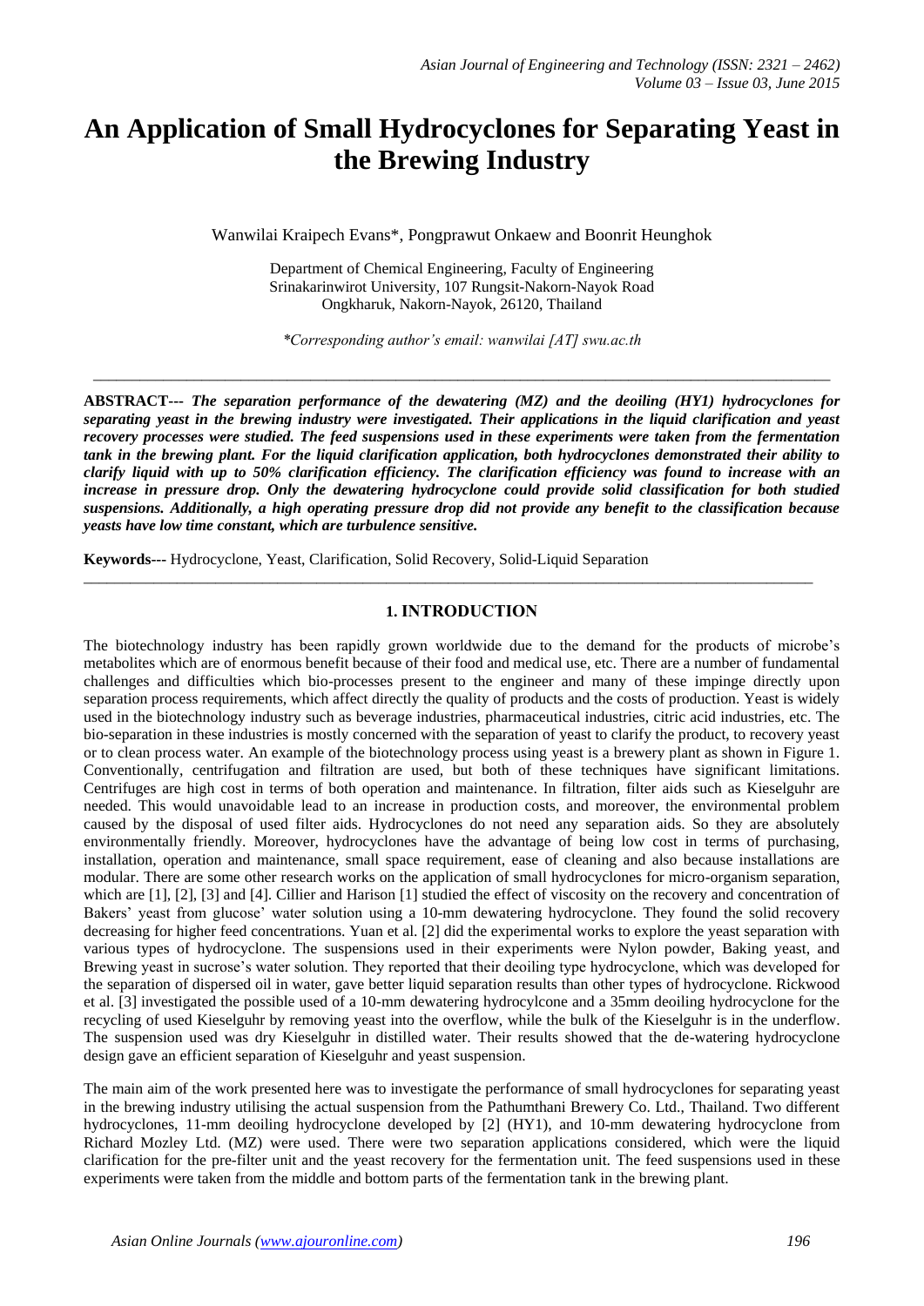# An Application of Small Hydrocyclones for Separating Yeast in the Brewing Industry

Wanwilai Kraipech Evans*, Pongprawut Onkaew and Boonrit Heunghok

Department of Chemical Engineering, Faculty of Engineering
Srinakarinwirot University, 107 Rungsit-Nakorn-Nayok Road
Ongkharuk, Nakorn-Nayok, 26120, Thailand

*\*Corresponding author's email: wanwilai [AT] swu.ac.th*

---

**ABSTRACT---** ***The separation performance of the dewatering (MZ) and the deoiling (HY1) hydrocyclones for separating yeast in the brewing industry were investigated. Their applications in the liquid clarification and yeast recovery processes were studied. The feed suspensions used in these experiments were taken from the fermentation tank in the brewing plant. For the liquid clarification application, both hydrocyclones demonstrated their ability to clarify liquid with up to 50% clarification efficiency. The clarification efficiency was found to increase with an increase in pressure drop. Only the dewatering hydrocyclone could provide solid classification for both studied suspensions. Additionally, a high operating pressure drop did not provide any benefit to the classification because yeasts have low time constant, which are turbulence sensitive.***

**Keywords---** Hydrocyclone, Yeast, Clarification, Solid Recovery, Solid-Liquid Separation

---

## 1. INTRODUCTION

The biotechnology industry has been rapidly grown worldwide due to the demand for the products of microbe's metabolites which are of enormous benefit because of their food and medical use, etc. There are a number of fundamental challenges and difficulties which bio-processes present to the engineer and many of these impinge directly upon separation process requirements, which affect directly the quality of products and the costs of production. Yeast is widely used in the biotechnology industry such as beverage industries, pharmaceutical industries, citric acid industries, etc. The bio-separation in these industries is mostly concerned with the separation of yeast to clarify the product, to recovery yeast or to clean process water. An example of the biotechnology process using yeast is a brewery plant as shown in Figure 1. Conventionally, centrifugation and filtration are used, but both of these techniques have significant limitations. Centrifuges are high cost in terms of both operation and maintenance. In filtration, filter aids such as Kieselguhr are needed. This would unavoidable lead to an increase in production costs, and moreover, the environmental problem caused by the disposal of used filter aids. Hydrocyclones do not need any separation aids. So they are absolutely environmentally friendly. Moreover, hydrocyclones have the advantage of being low cost in terms of purchasing, installation, operation and maintenance, small space requirement, ease of cleaning and also because installations are modular. There are some other research works on the application of small hydrocyclones for micro-organism separation, which are [1], [2], [3] and [4]. Cillier and Harison [1] studied the effect of viscosity on the recovery and concentration of Bakers' yeast from glucose' water solution using a 10-mm dewatering hydrocyclone. They found the solid recovery decreasing for higher feed concentrations. Yuan et al. [2] did the experimental works to explore the yeast separation with various types of hydrocyclone. The suspensions used in their experiments were Nylon powder, Baking yeast, and Brewing yeast in sucrose's water solution. They reported that their deoiling type hydrocyclone, which was developed for the separation of dispersed oil in water, gave better liquid separation results than other types of hydrocyclone. Rickwood et al. [3] investigated the possible used of a 10-mm dewatering hydrocylcone and a 35mm deoiling hydrocyclone for the recycling of used Kieselguhr by removing yeast into the overflow, while the bulk of the Kieselguhr is in the underflow. The suspension used was dry Kieselguhr in distilled water. Their results showed that the de-watering hydrocyclone design gave an efficient separation of Kieselguhr and yeast suspension.

The main aim of the work presented here was to investigate the performance of small hydrocyclones for separating yeast in the brewing industry utilising the actual suspension from the Pathumthani Brewery Co. Ltd., Thailand. Two different hydrocyclones, 11-mm deoiling hydrocyclone developed by [2] (HY1), and 10-mm dewatering hydrocyclone from Richard Mozley Ltd. (MZ) were used. There were two separation applications considered, which were the liquid clarification for the pre-filter unit and the yeast recovery for the fermentation unit. The feed suspensions used in these experiments were taken from the middle and bottom parts of the fermentation tank in the brewing plant.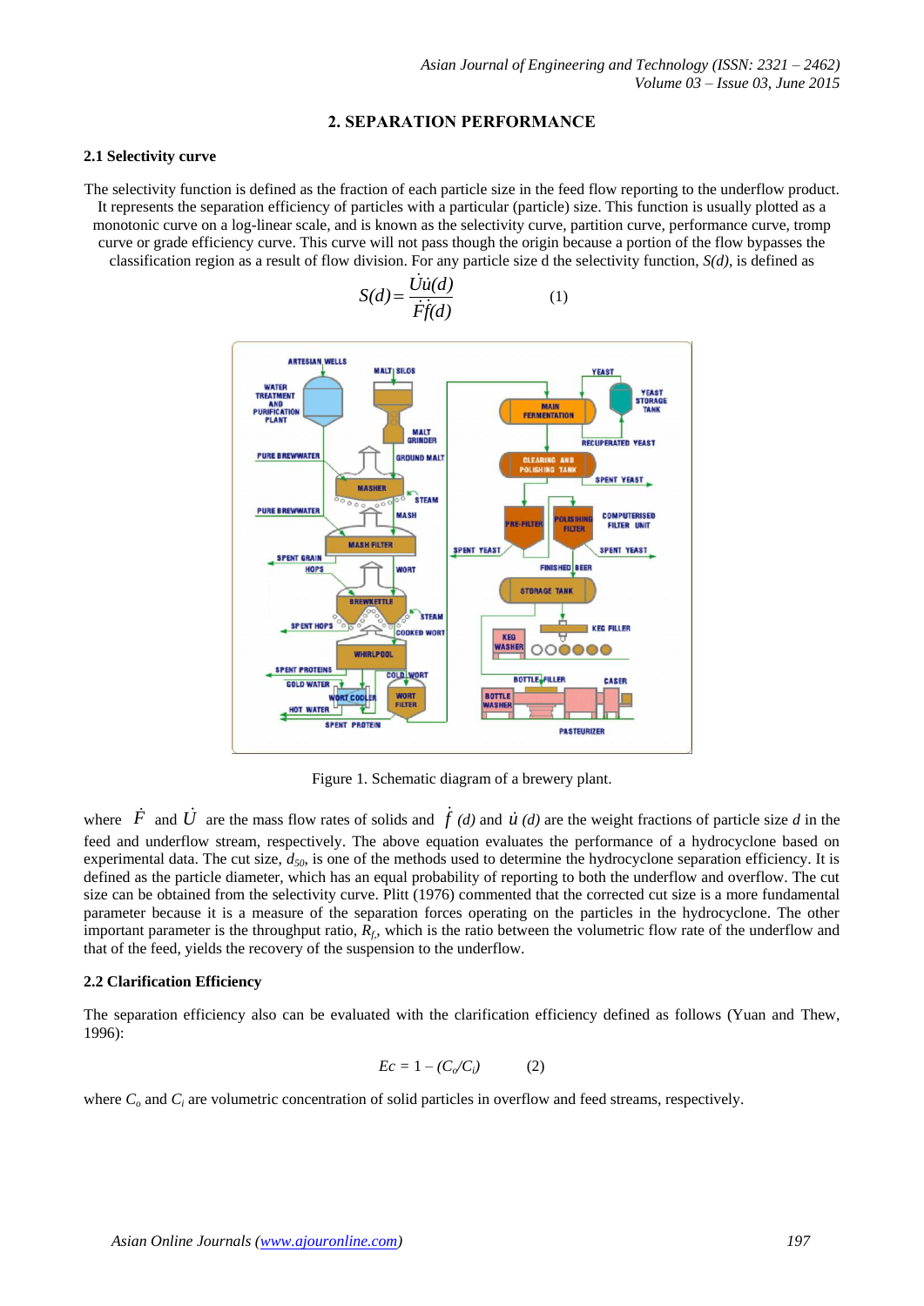## 2. SEPARATION PERFORMANCE

### 2.1 Selectivity curve

The selectivity function is defined as the fraction of each particle size in the feed flow reporting to the underflow product. It represents the separation efficiency of particles with a particular (particle) size. This function is usually plotted as a monotonic curve on a log-linear scale, and is known as the selectivity curve, partition curve, performance curve, tromp curve or grade efficiency curve. This curve will not pass though the origin because a portion of the flow bypasses the classification region as a result of flow division. For any particle size d the selectivity function, *S(d)*, is defined as

$$S(d) = \frac{\dot{U}\dot{u}(d)}{\dot{F}\dot{f}(d)} \qquad (1)$$

Figure 1. Schematic diagram of a brewery plant.

where $\dot{F}$ and $\dot{U}$ are the mass flow rates of solids and $\dot{f}$ *(d)* and $\dot{u}$ *(d)* are the weight fractions of particle size *d* in the feed and underflow stream, respectively. The above equation evaluates the performance of a hydrocyclone based on experimental data. The cut size, $d_{50}$, is one of the methods used to determine the hydrocyclone separation efficiency. It is defined as the particle diameter, which has an equal probability of reporting to both the underflow and overflow. The cut size can be obtained from the selectivity curve. Plitt (1976) commented that the corrected cut size is a more fundamental parameter because it is a measure of the separation forces operating on the particles in the hydrocyclone. The other important parameter is the throughput ratio, $R_f$, which is the ratio between the volumetric flow rate of the underflow and that of the feed, yields the recovery of the suspension to the underflow.

### 2.2 Clarification Efficiency

The separation efficiency also can be evaluated with the clarification efficiency defined as follows (Yuan and Thew, 1996):

$$Ec = 1 - (C_o/C_i) \qquad (2)$$

where $C_o$ and $C_i$ are volumetric concentration of solid particles in overflow and feed streams, respectively.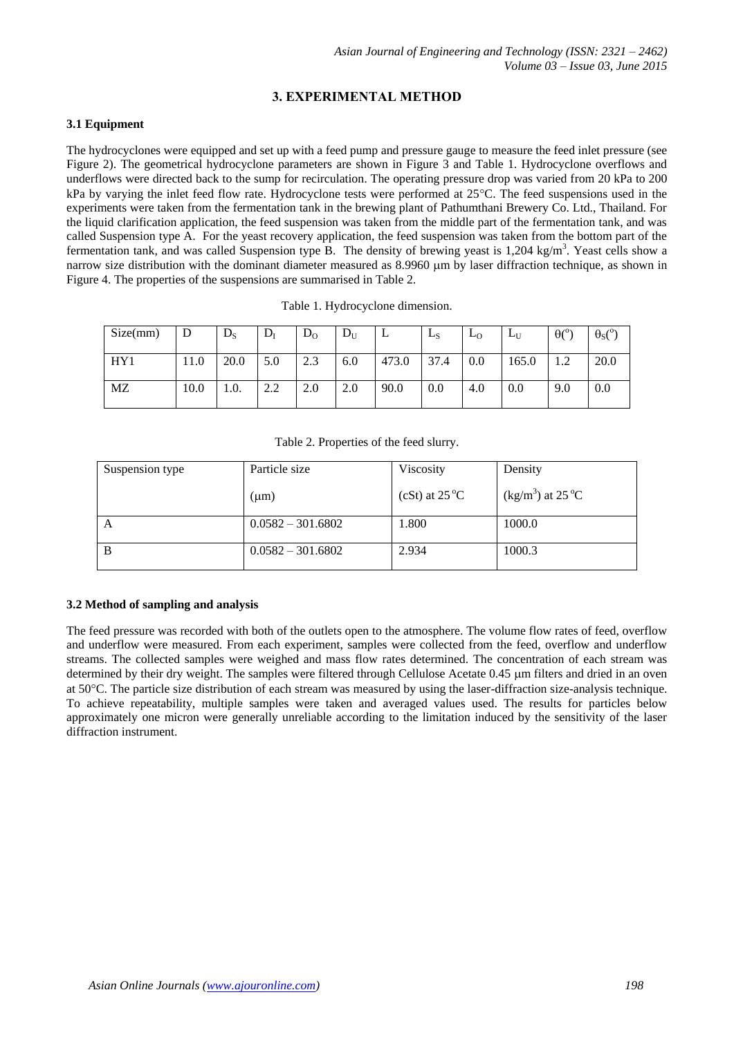## 3. EXPERIMENTAL METHOD

### 3.1 Equipment

The hydrocyclones were equipped and set up with a feed pump and pressure gauge to measure the feed inlet pressure (see Figure 2). The geometrical hydrocyclone parameters are shown in Figure 3 and Table 1. Hydrocyclone overflows and underflows were directed back to the sump for recirculation. The operating pressure drop was varied from 20 kPa to 200 kPa by varying the inlet feed flow rate. Hydrocyclone tests were performed at 25°C. The feed suspensions used in the experiments were taken from the fermentation tank in the brewing plant of Pathumthani Brewery Co. Ltd., Thailand. For the liquid clarification application, the feed suspension was taken from the middle part of the fermentation tank, and was called Suspension type A. For the yeast recovery application, the feed suspension was taken from the bottom part of the fermentation tank, and was called Suspension type B. The density of brewing yeast is 1,204 kg/m$^3$. Yeast cells show a narrow size distribution with the dominant diameter measured as 8.9960 μm by laser diffraction technique, as shown in Figure 4. The properties of the suspensions are summarised in Table 2.

Table 1. Hydrocyclone dimension.

| Size(mm) | D | $D_S$ | $D_I$ | $D_O$ | $D_U$ | L | $L_S$ | $L_O$ | $L_U$ | $\theta$(°) | $\theta_S$(°) |
|---|---|---|---|---|---|---|---|---|---|---|---|
| HY1 | 11.0 | 20.0 | 5.0 | 2.3 | 6.0 | 473.0 | 37.4 | 0.0 | 165.0 | 1.2 | 20.0 |
| MZ | 10.0 | 1.0. | 2.2 | 2.0 | 2.0 | 90.0 | 0.0 | 4.0 | 0.0 | 9.0 | 0.0 |

Table 2. Properties of the feed slurry.

| Suspension type | Particle size (μm) | Viscosity (cSt) at 25 °C | Density (kg/m$^3$) at 25 °C |
|---|---|---|---|
| A | 0.0582 – 301.6802 | 1.800 | 1000.0 |
| B | 0.0582 – 301.6802 | 2.934 | 1000.3 |

### 3.2 Method of sampling and analysis

The feed pressure was recorded with both of the outlets open to the atmosphere. The volume flow rates of feed, overflow and underflow were measured. From each experiment, samples were collected from the feed, overflow and underflow streams. The collected samples were weighed and mass flow rates determined. The concentration of each stream was determined by their dry weight. The samples were filtered through Cellulose Acetate 0.45 μm filters and dried in an oven at 50°C. The particle size distribution of each stream was measured by using the laser-diffraction size-analysis technique. To achieve repeatability, multiple samples were taken and averaged values used. The results for particles below approximately one micron were generally unreliable according to the limitation induced by the sensitivity of the laser diffraction instrument.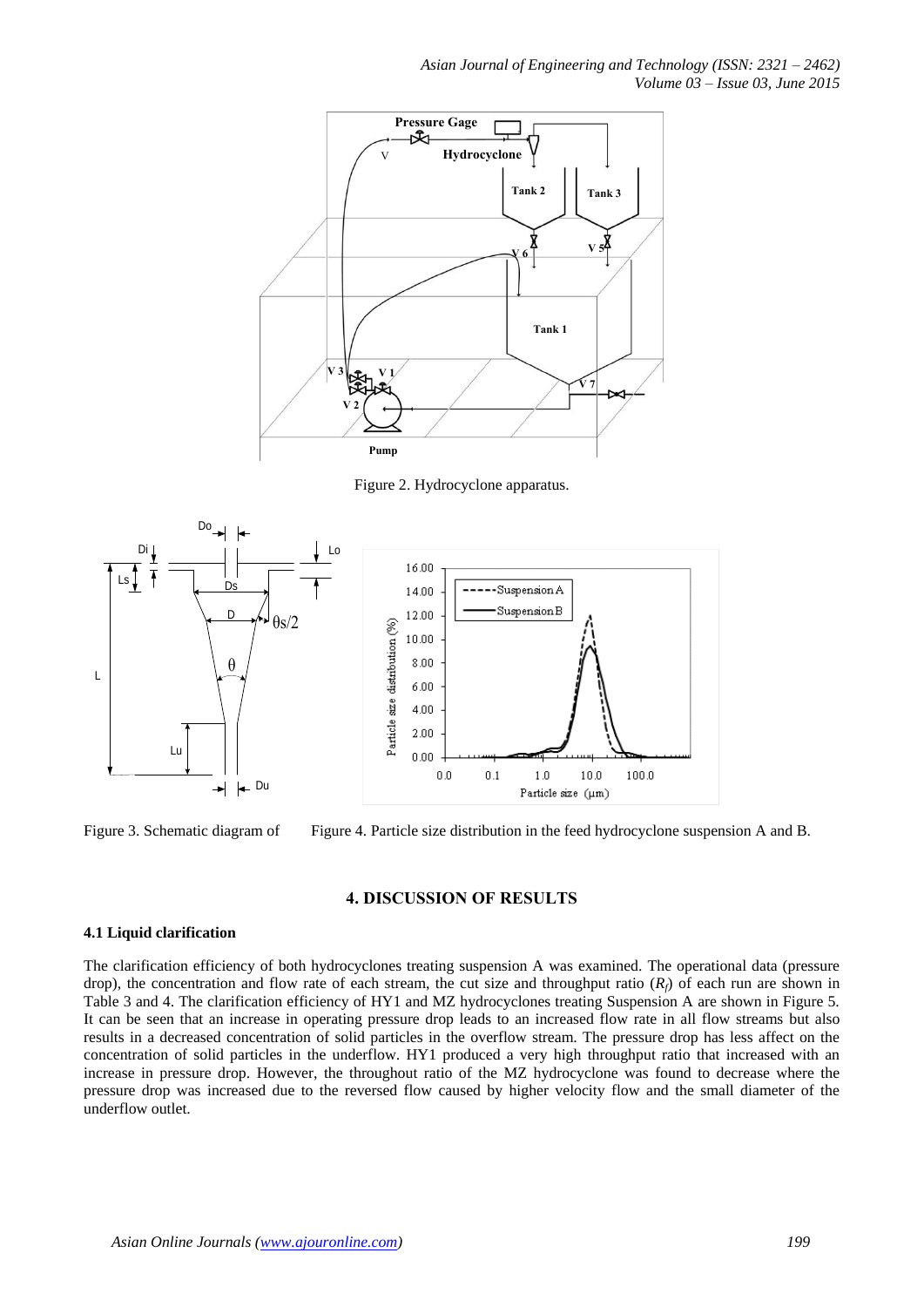Figure 2. Hydrocyclone apparatus.

Figure 3. Schematic diagram of

Figure 4. Particle size distribution in the feed hydrocyclone suspension A and B.

## 4. DISCUSSION OF RESULTS

### 4.1 Liquid clarification

The clarification efficiency of both hydrocyclones treating suspension A was examined. The operational data (pressure drop), the concentration and flow rate of each stream, the cut size and throughput ratio ($R_f$) of each run are shown in Table 3 and 4. The clarification efficiency of HY1 and MZ hydrocyclones treating Suspension A are shown in Figure 5. It can be seen that an increase in operating pressure drop leads to an increased flow rate in all flow streams but also results in a decreased concentration of solid particles in the overflow stream. The pressure drop has less affect on the concentration of solid particles in the underflow. HY1 produced a very high throughput ratio that increased with an increase in pressure drop. However, the throughout ratio of the MZ hydrocyclone was found to decrease where the pressure drop was increased due to the reversed flow caused by higher velocity flow and the small diameter of the underflow outlet.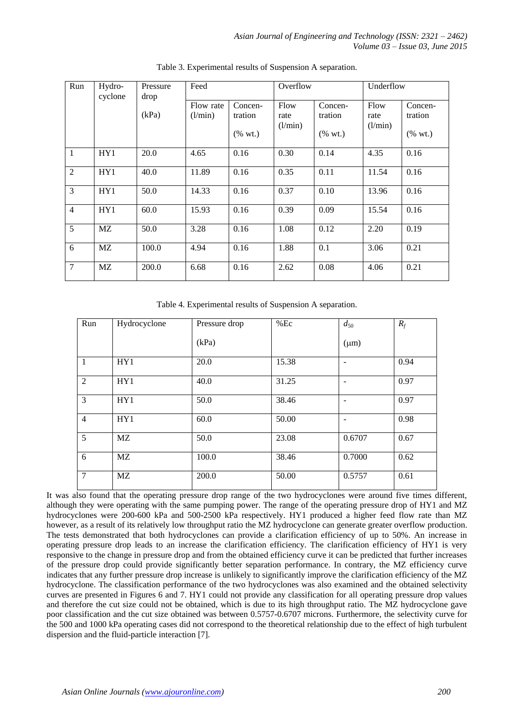Table 3. Experimental results of Suspension A separation.

| Run | Hydro-cyclone | Pressure drop (kPa) | Feed | | Overflow | | Underflow | |
|---|---|---|---|---|---|---|---|---|
| | | | Flow rate (l/min) | Concen-tration (% wt.) | Flow rate (l/min) | Concen-tration (% wt.) | Flow rate (l/min) | Concen-tration (% wt.) |
| 1 | HY1 | 20.0 | 4.65 | 0.16 | 0.30 | 0.14 | 4.35 | 0.16 |
| 2 | HY1 | 40.0 | 11.89 | 0.16 | 0.35 | 0.11 | 11.54 | 0.16 |
| 3 | HY1 | 50.0 | 14.33 | 0.16 | 0.37 | 0.10 | 13.96 | 0.16 |
| 4 | HY1 | 60.0 | 15.93 | 0.16 | 0.39 | 0.09 | 15.54 | 0.16 |
| 5 | MZ | 50.0 | 3.28 | 0.16 | 1.08 | 0.12 | 2.20 | 0.19 |
| 6 | MZ | 100.0 | 4.94 | 0.16 | 1.88 | 0.1 | 3.06 | 0.21 |
| 7 | MZ | 200.0 | 6.68 | 0.16 | 2.62 | 0.08 | 4.06 | 0.21 |

Table 4. Experimental results of Suspension A separation.

| Run | Hydrocyclone | Pressure drop (kPa) | %Ec | $d_{50}$ (μm) | $R_f$ |
|---|---|---|---|---|---|
| 1 | HY1 | 20.0 | 15.38 | - | 0.94 |
| 2 | HY1 | 40.0 | 31.25 | - | 0.97 |
| 3 | HY1 | 50.0 | 38.46 | - | 0.97 |
| 4 | HY1 | 60.0 | 50.00 | - | 0.98 |
| 5 | MZ | 50.0 | 23.08 | 0.6707 | 0.67 |
| 6 | MZ | 100.0 | 38.46 | 0.7000 | 0.62 |
| 7 | MZ | 200.0 | 50.00 | 0.5757 | 0.61 |

It was also found that the operating pressure drop range of the two hydrocyclones were around five times different, although they were operating with the same pumping power. The range of the operating pressure drop of HY1 and MZ hydrocyclones were 200-600 kPa and 500-2500 kPa respectively. HY1 produced a higher feed flow rate than MZ however, as a result of its relatively low throughput ratio the MZ hydrocyclone can generate greater overflow production. The tests demonstrated that both hydrocyclones can provide a clarification efficiency of up to 50%. An increase in operating pressure drop leads to an increase the clarification efficiency. The clarification efficiency of HY1 is very responsive to the change in pressure drop and from the obtained efficiency curve it can be predicted that further increases of the pressure drop could provide significantly better separation performance. In contrary, the MZ efficiency curve indicates that any further pressure drop increase is unlikely to significantly improve the clarification efficiency of the MZ hydrocyclone. The classification performance of the two hydrocyclones was also examined and the obtained selectivity curves are presented in Figures 6 and 7. HY1 could not provide any classification for all operating pressure drop values and therefore the cut size could not be obtained, which is due to its high throughput ratio. The MZ hydrocyclone gave poor classification and the cut size obtained was between 0.5757-0.6707 microns. Furthermore, the selectivity curve for the 500 and 1000 kPa operating cases did not correspond to the theoretical relationship due to the effect of high turbulent dispersion and the fluid-particle interaction [7].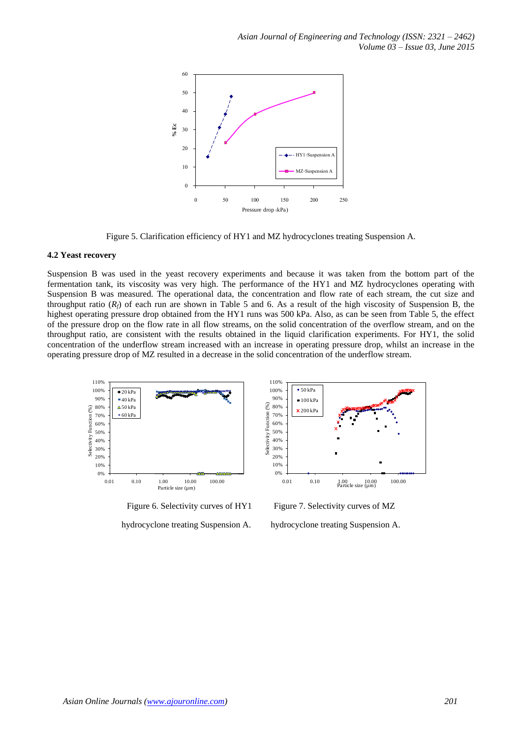Figure 5. Clarification efficiency of HY1 and MZ hydrocyclones treating Suspension A.

### 4.2 Yeast recovery

Suspension B was used in the yeast recovery experiments and because it was taken from the bottom part of the fermentation tank, its viscosity was very high. The performance of the HY1 and MZ hydrocyclones operating with Suspension B was measured. The operational data, the concentration and flow rate of each stream, the cut size and throughput ratio ($R_f$) of each run are shown in Table 5 and 6. As a result of the high viscosity of Suspension B, the highest operating pressure drop obtained from the HY1 runs was 500 kPa. Also, as can be seen from Table 5, the effect of the pressure drop on the flow rate in all flow streams, on the solid concentration of the overflow stream, and on the throughput ratio, are consistent with the results obtained in the liquid clarification experiments. For HY1, the solid concentration of the underflow stream increased with an increase in operating pressure drop, whilst an increase in the operating pressure drop of MZ resulted in a decrease in the solid concentration of the underflow stream.

Figure 6. Selectivity curves of HY1 hydrocyclone treating Suspension A.

Figure 7. Selectivity curves of MZ hydrocyclone treating Suspension A.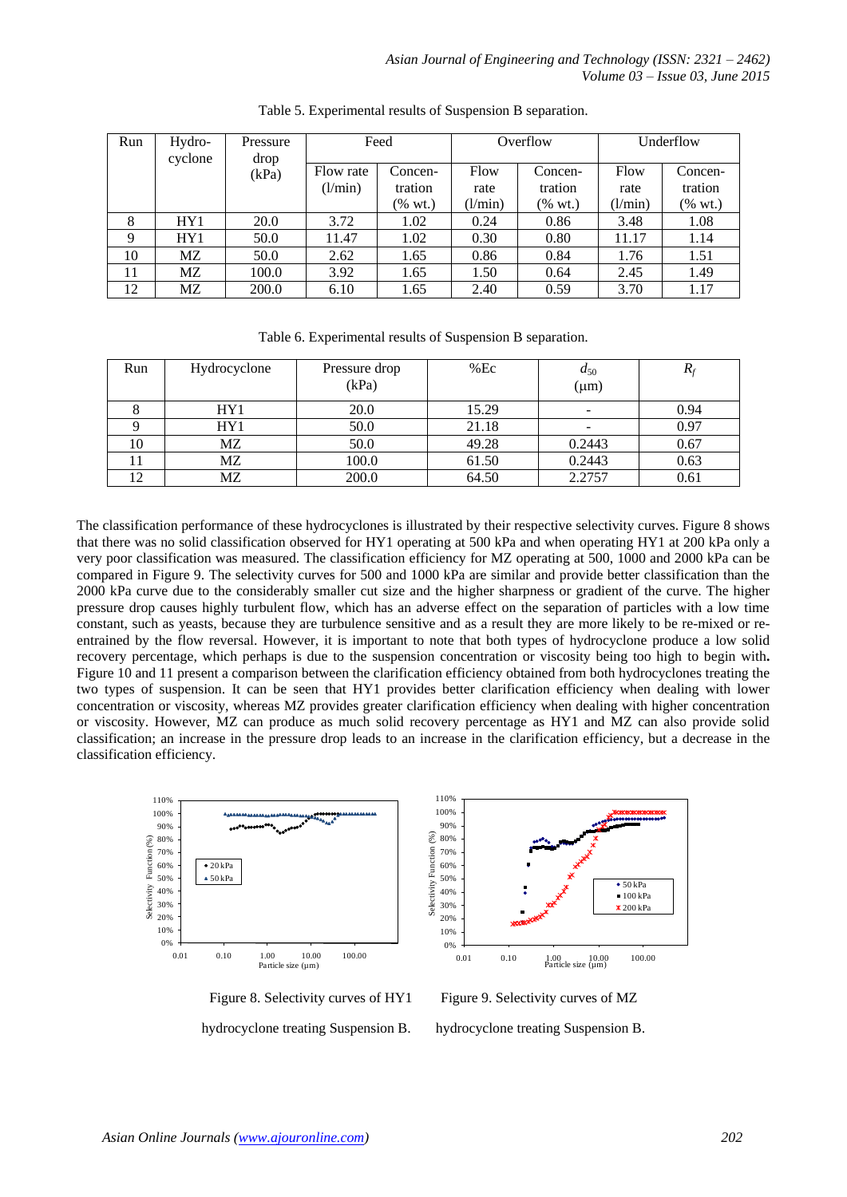Table 5. Experimental results of Suspension B separation.

| Run | Hydro-cyclone | Pressure drop (kPa) | Feed | | Overflow | | Underflow | |
|---|---|---|---|---|---|---|---|---|
| | | | Flow rate (l/min) | Concen-tration (% wt.) | Flow rate (l/min) | Concen-tration (% wt.) | Flow rate (l/min) | Concen-tration (% wt.) |
| 8 | HY1 | 20.0 | 3.72 | 1.02 | 0.24 | 0.86 | 3.48 | 1.08 |
| 9 | HY1 | 50.0 | 11.47 | 1.02 | 0.30 | 0.80 | 11.17 | 1.14 |
| 10 | MZ | 50.0 | 2.62 | 1.65 | 0.86 | 0.84 | 1.76 | 1.51 |
| 11 | MZ | 100.0 | 3.92 | 1.65 | 1.50 | 0.64 | 2.45 | 1.49 |
| 12 | MZ | 200.0 | 6.10 | 1.65 | 2.40 | 0.59 | 3.70 | 1.17 |

Table 6. Experimental results of Suspension B separation.

| Run | Hydrocyclone | Pressure drop (kPa) | %Ec | $d_{50}$ (μm) | $R_f$ |
|---|---|---|---|---|---|
| 8 | HY1 | 20.0 | 15.29 | - | 0.94 |
| 9 | HY1 | 50.0 | 21.18 | - | 0.97 |
| 10 | MZ | 50.0 | 49.28 | 0.2443 | 0.67 |
| 11 | MZ | 100.0 | 61.50 | 0.2443 | 0.63 |
| 12 | MZ | 200.0 | 64.50 | 2.2757 | 0.61 |

The classification performance of these hydrocyclones is illustrated by their respective selectivity curves. Figure 8 shows that there was no solid classification observed for HY1 operating at 500 kPa and when operating HY1 at 200 kPa only a very poor classification was measured. The classification efficiency for MZ operating at 500, 1000 and 2000 kPa can be compared in Figure 9. The selectivity curves for 500 and 1000 kPa are similar and provide better classification than the 2000 kPa curve due to the considerably smaller cut size and the higher sharpness or gradient of the curve. The higher pressure drop causes highly turbulent flow, which has an adverse effect on the separation of particles with a low time constant, such as yeasts, because they are turbulence sensitive and as a result they are more likely to be re-mixed or re-entrained by the flow reversal. However, it is important to note that both types of hydrocyclone produce a low solid recovery percentage, which perhaps is due to the suspension concentration or viscosity being too high to begin with**.** Figure 10 and 11 present a comparison between the clarification efficiency obtained from both hydrocyclones treating the two types of suspension. It can be seen that HY1 provides better clarification efficiency when dealing with lower concentration or viscosity, whereas MZ provides greater clarification efficiency when dealing with higher concentration or viscosity. However, MZ can produce as much solid recovery percentage as HY1 and MZ can also provide solid classification; an increase in the pressure drop leads to an increase in the clarification efficiency, but a decrease in the classification efficiency.

Figure 8. Selectivity curves of HY1 hydrocyclone treating Suspension B.

Figure 9. Selectivity curves of MZ hydrocyclone treating Suspension B.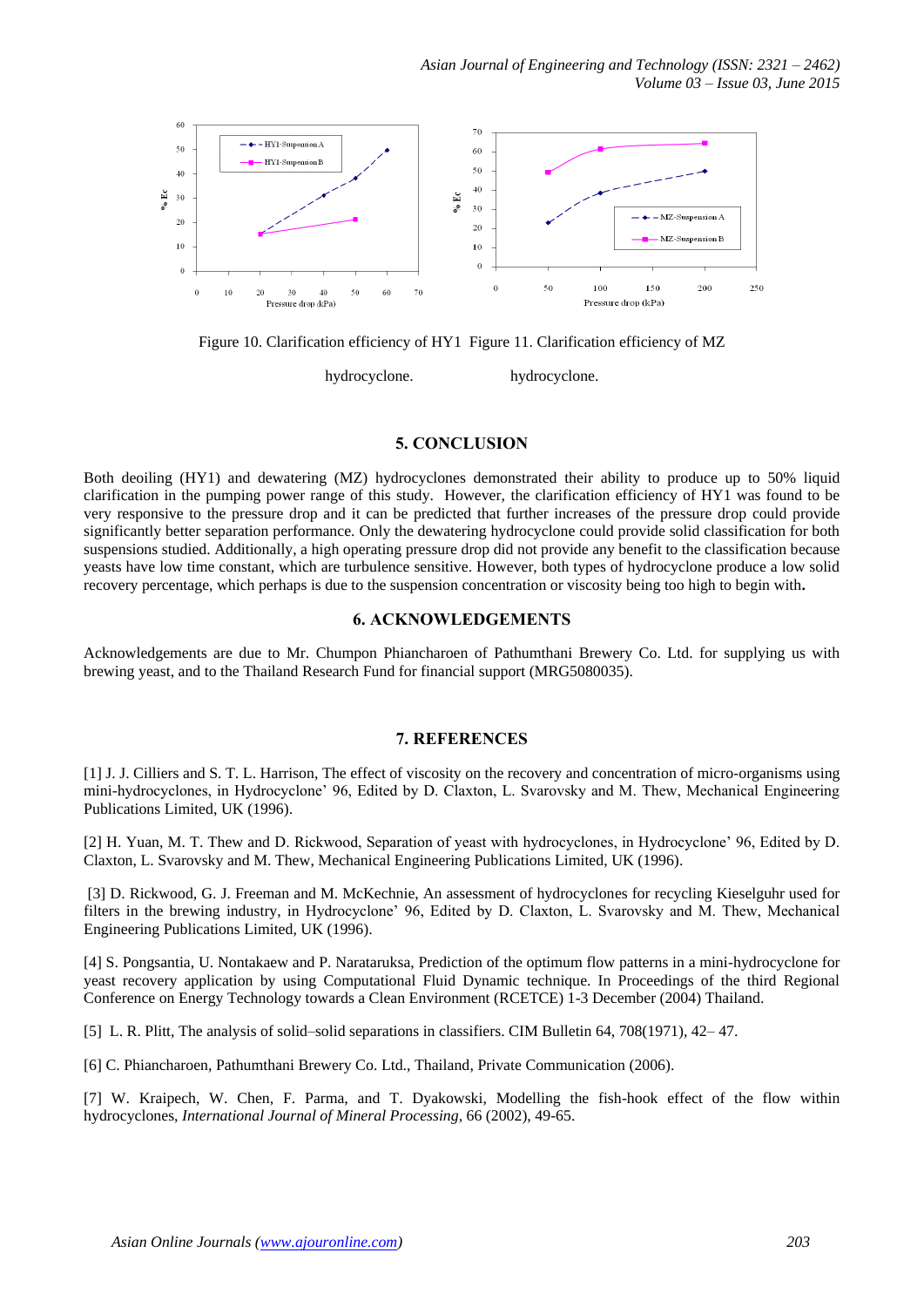60
50
40
% Ec 30
20
10
0
0 10 20 30 40 50 60 70
Pressure drop (kPa)
HY1-Suspension A
HY1-Suspension B

70
60
50
40
% Ec 30
20
10
0
0 50 100 150 200 250
Pressure drop (kPa)
MZ-Suspension A
MZ-Suspension B

Figure 10. Clarification efficiency of HY1 hydrocyclone. Figure 11. Clarification efficiency of MZ hydrocyclone.

## 5. CONCLUSION

Both deoiling (HY1) and dewatering (MZ) hydrocyclones demonstrated their ability to produce up to 50% liquid clarification in the pumping power range of this study. However, the clarification efficiency of HY1 was found to be very responsive to the pressure drop and it can be predicted that further increases of the pressure drop could provide significantly better separation performance. Only the dewatering hydrocyclone could provide solid classification for both suspensions studied. Additionally, a high operating pressure drop did not provide any benefit to the classification because yeasts have low time constant, which are turbulence sensitive. However, both types of hydrocyclone produce a low solid recovery percentage, which perhaps is due to the suspension concentration or viscosity being too high to begin with**.**

## 6. ACKNOWLEDGEMENTS

Acknowledgements are due to Mr. Chumpon Phiancharoen of Pathumthani Brewery Co. Ltd. for supplying us with brewing yeast, and to the Thailand Research Fund for financial support (MRG5080035).

## 7. REFERENCES

[1] J. J. Cilliers and S. T. L. Harrison, The effect of viscosity on the recovery and concentration of micro-organisms using mini-hydrocyclones, in Hydrocyclone' 96, Edited by D. Claxton, L. Svarovsky and M. Thew, Mechanical Engineering Publications Limited, UK (1996).

[2] H. Yuan, M. T. Thew and D. Rickwood, Separation of yeast with hydrocyclones, in Hydrocyclone' 96, Edited by D. Claxton, L. Svarovsky and M. Thew, Mechanical Engineering Publications Limited, UK (1996).

[3] D. Rickwood, G. J. Freeman and M. McKechnie, An assessment of hydrocyclones for recycling Kieselguhr used for filters in the brewing industry, in Hydrocyclone' 96, Edited by D. Claxton, L. Svarovsky and M. Thew, Mechanical Engineering Publications Limited, UK (1996).

[4] S. Pongsantia, U. Nontakaew and P. Narataruksa, Prediction of the optimum flow patterns in a mini-hydrocyclone for yeast recovery application by using Computational Fluid Dynamic technique. In Proceedings of the third Regional Conference on Energy Technology towards a Clean Environment (RCETCE) 1-3 December (2004) Thailand.

[5] L. R. Plitt, The analysis of solid–solid separations in classifiers. CIM Bulletin 64, 708(1971), 42– 47.

[6] C. Phiancharoen, Pathumthani Brewery Co. Ltd., Thailand, Private Communication (2006).

[7] W. Kraipech, W. Chen, F. Parma, and T. Dyakowski, Modelling the fish-hook effect of the flow within hydrocyclones, *International Journal of Mineral Processing,* 66 (2002), 49-65.